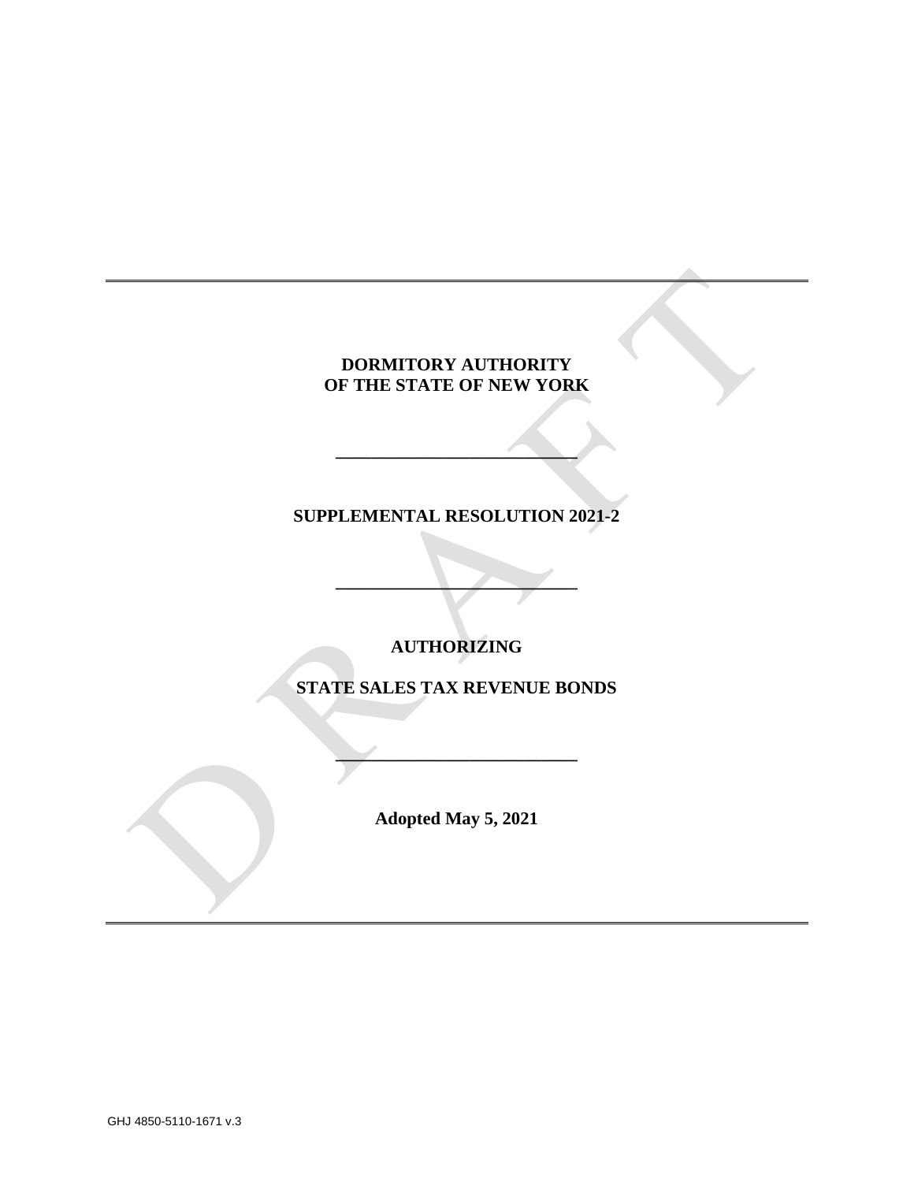**DORMITORY AUTHORITY**
**OF THE STATE OF NEW YORK**

---

**SUPPLEMENTAL RESOLUTION 2021-2**

---

**AUTHORIZING**

**STATE SALES TAX REVENUE BONDS**

---

**Adopted May 5, 2021**

GHJ 4850-5110-1671 v.3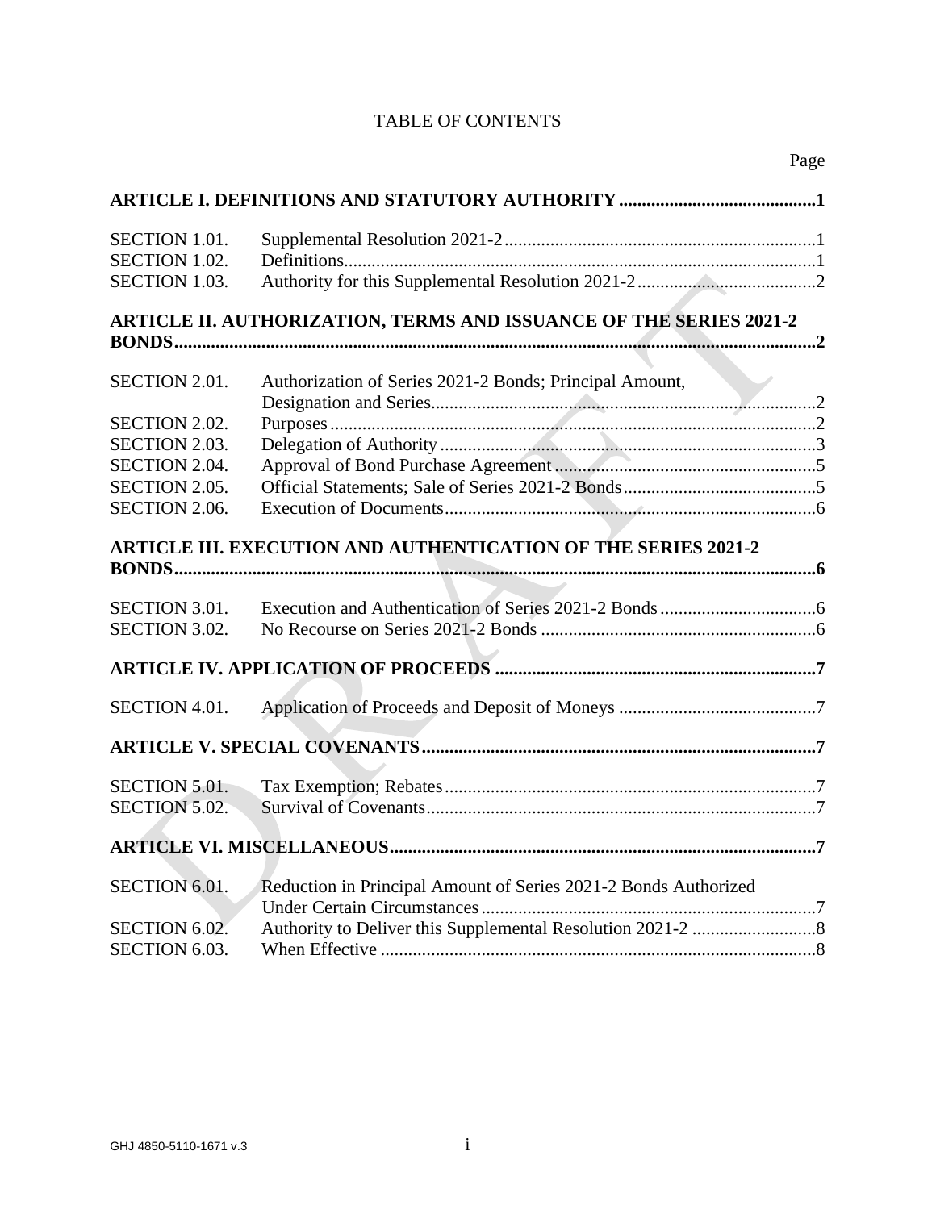TABLE OF CONTENTS

| | | Page |
|---|---|---|
| **ARTICLE I. DEFINITIONS AND STATUTORY AUTHORITY** | | **1** |
| SECTION 1.01. | Supplemental Resolution 2021-2 | 1 |
| SECTION 1.02. | Definitions | 1 |
| SECTION 1.03. | Authority for this Supplemental Resolution 2021-2 | 2 |
| **ARTICLE II. AUTHORIZATION, TERMS AND ISSUANCE OF THE SERIES 2021-2 BONDS** | | **2** |
| SECTION 2.01. | Authorization of Series 2021-2 Bonds; Principal Amount, Designation and Series | 2 |
| SECTION 2.02. | Purposes | 2 |
| SECTION 2.03. | Delegation of Authority | 3 |
| SECTION 2.04. | Approval of Bond Purchase Agreement | 5 |
| SECTION 2.05. | Official Statements; Sale of Series 2021-2 Bonds | 5 |
| SECTION 2.06. | Execution of Documents | 6 |
| **ARTICLE III. EXECUTION AND AUTHENTICATION OF THE SERIES 2021-2 BONDS** | | **6** |
| SECTION 3.01. | Execution and Authentication of Series 2021-2 Bonds | 6 |
| SECTION 3.02. | No Recourse on Series 2021-2 Bonds | 6 |
| **ARTICLE IV. APPLICATION OF PROCEEDS** | | **7** |
| SECTION 4.01. | Application of Proceeds and Deposit of Moneys | 7 |
| **ARTICLE V. SPECIAL COVENANTS** | | **7** |
| SECTION 5.01. | Tax Exemption; Rebates | 7 |
| SECTION 5.02. | Survival of Covenants | 7 |
| **ARTICLE VI. MISCELLANEOUS** | | **7** |
| SECTION 6.01. | Reduction in Principal Amount of Series 2021-2 Bonds Authorized Under Certain Circumstances | 7 |
| SECTION 6.02. | Authority to Deliver this Supplemental Resolution 2021-2 | 8 |
| SECTION 6.03. | When Effective | 8 |

GHJ 4850-5110-1671 v.3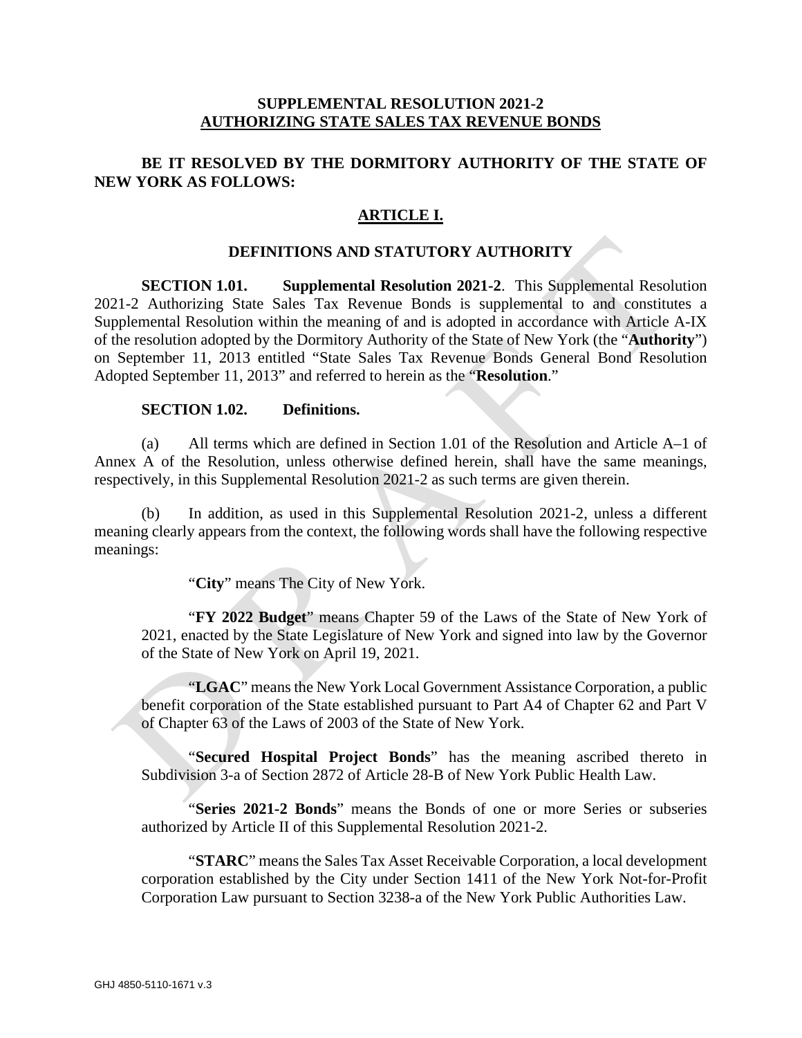**SUPPLEMENTAL RESOLUTION 2021-2**
**AUTHORIZING STATE SALES TAX REVENUE BONDS**

**BE IT RESOLVED BY THE DORMITORY AUTHORITY OF THE STATE OF NEW YORK AS FOLLOWS:**

## ARTICLE I.

### DEFINITIONS AND STATUTORY AUTHORITY

**SECTION 1.01. Supplemental Resolution 2021-2**. This Supplemental Resolution 2021-2 Authorizing State Sales Tax Revenue Bonds is supplemental to and constitutes a Supplemental Resolution within the meaning of and is adopted in accordance with Article A-IX of the resolution adopted by the Dormitory Authority of the State of New York (the "**Authority**") on September 11, 2013 entitled "State Sales Tax Revenue Bonds General Bond Resolution Adopted September 11, 2013" and referred to herein as the "**Resolution**."

**SECTION 1.02. Definitions.**

(a) All terms which are defined in Section 1.01 of the Resolution and Article A–1 of Annex A of the Resolution, unless otherwise defined herein, shall have the same meanings, respectively, in this Supplemental Resolution 2021-2 as such terms are given therein.

(b) In addition, as used in this Supplemental Resolution 2021-2, unless a different meaning clearly appears from the context, the following words shall have the following respective meanings:

"**City**" means The City of New York.

"**FY 2022 Budget**" means Chapter 59 of the Laws of the State of New York of 2021, enacted by the State Legislature of New York and signed into law by the Governor of the State of New York on April 19, 2021.

"**LGAC**" means the New York Local Government Assistance Corporation, a public benefit corporation of the State established pursuant to Part A4 of Chapter 62 and Part V of Chapter 63 of the Laws of 2003 of the State of New York.

"**Secured Hospital Project Bonds**" has the meaning ascribed thereto in Subdivision 3-a of Section 2872 of Article 28-B of New York Public Health Law.

"**Series 2021-2 Bonds**" means the Bonds of one or more Series or subseries authorized by Article II of this Supplemental Resolution 2021-2.

"**STARC**" means the Sales Tax Asset Receivable Corporation, a local development corporation established by the City under Section 1411 of the New York Not-for-Profit Corporation Law pursuant to Section 3238-a of the New York Public Authorities Law.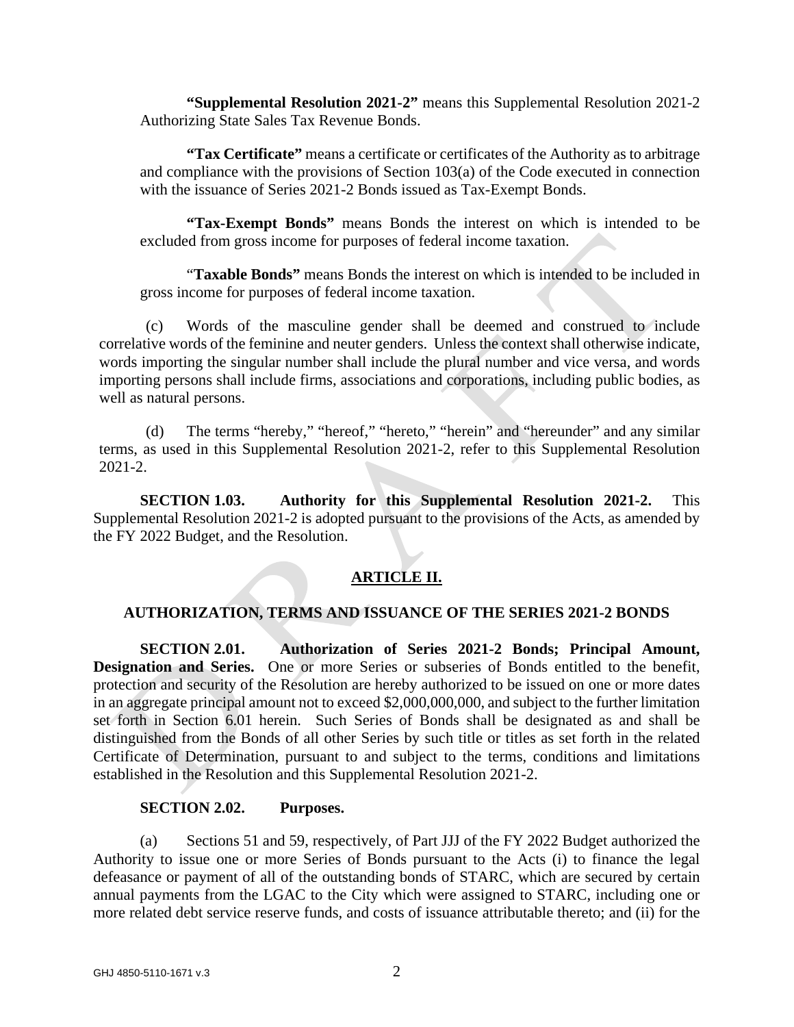**"Supplemental Resolution 2021-2"** means this Supplemental Resolution 2021-2 Authorizing State Sales Tax Revenue Bonds.

**"Tax Certificate"** means a certificate or certificates of the Authority as to arbitrage and compliance with the provisions of Section 103(a) of the Code executed in connection with the issuance of Series 2021-2 Bonds issued as Tax-Exempt Bonds.

**"Tax-Exempt Bonds"** means Bonds the interest on which is intended to be excluded from gross income for purposes of federal income taxation.

"**Taxable Bonds"** means Bonds the interest on which is intended to be included in gross income for purposes of federal income taxation.

(c) Words of the masculine gender shall be deemed and construed to include correlative words of the feminine and neuter genders. Unless the context shall otherwise indicate, words importing the singular number shall include the plural number and vice versa, and words importing persons shall include firms, associations and corporations, including public bodies, as well as natural persons.

(d) The terms "hereby," "hereof," "hereto," "herein" and "hereunder" and any similar terms, as used in this Supplemental Resolution 2021-2, refer to this Supplemental Resolution 2021-2.

**SECTION 1.03. Authority for this Supplemental Resolution 2021-2.** This Supplemental Resolution 2021-2 is adopted pursuant to the provisions of the Acts, as amended by the FY 2022 Budget, and the Resolution.

## ARTICLE II.

## AUTHORIZATION, TERMS AND ISSUANCE OF THE SERIES 2021-2 BONDS

**SECTION 2.01. Authorization of Series 2021-2 Bonds; Principal Amount, Designation and Series.** One or more Series or subseries of Bonds entitled to the benefit, protection and security of the Resolution are hereby authorized to be issued on one or more dates in an aggregate principal amount not to exceed $2,000,000,000, and subject to the further limitation set forth in Section 6.01 herein. Such Series of Bonds shall be designated as and shall be distinguished from the Bonds of all other Series by such title or titles as set forth in the related Certificate of Determination, pursuant to and subject to the terms, conditions and limitations established in the Resolution and this Supplemental Resolution 2021-2.

**SECTION 2.02. Purposes.**

(a) Sections 51 and 59, respectively, of Part JJJ of the FY 2022 Budget authorized the Authority to issue one or more Series of Bonds pursuant to the Acts (i) to finance the legal defeasance or payment of all of the outstanding bonds of STARC, which are secured by certain annual payments from the LGAC to the City which were assigned to STARC, including one or more related debt service reserve funds, and costs of issuance attributable thereto; and (ii) for the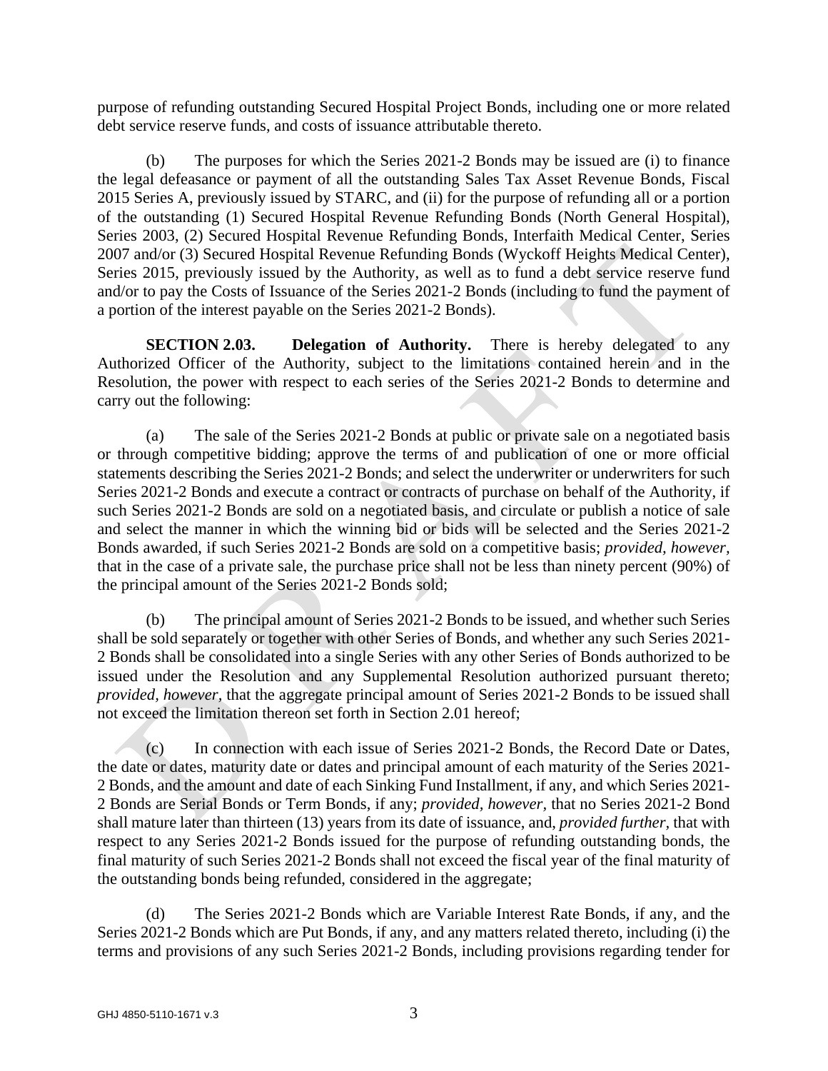purpose of refunding outstanding Secured Hospital Project Bonds, including one or more related debt service reserve funds, and costs of issuance attributable thereto.

(b) The purposes for which the Series 2021-2 Bonds may be issued are (i) to finance the legal defeasance or payment of all the outstanding Sales Tax Asset Revenue Bonds, Fiscal 2015 Series A, previously issued by STARC, and (ii) for the purpose of refunding all or a portion of the outstanding (1) Secured Hospital Revenue Refunding Bonds (North General Hospital), Series 2003, (2) Secured Hospital Revenue Refunding Bonds, Interfaith Medical Center, Series 2007 and/or (3) Secured Hospital Revenue Refunding Bonds (Wyckoff Heights Medical Center), Series 2015, previously issued by the Authority, as well as to fund a debt service reserve fund and/or to pay the Costs of Issuance of the Series 2021-2 Bonds (including to fund the payment of a portion of the interest payable on the Series 2021-2 Bonds).

**SECTION 2.03. Delegation of Authority.** There is hereby delegated to any Authorized Officer of the Authority, subject to the limitations contained herein and in the Resolution, the power with respect to each series of the Series 2021-2 Bonds to determine and carry out the following:

(a) The sale of the Series 2021-2 Bonds at public or private sale on a negotiated basis or through competitive bidding; approve the terms of and publication of one or more official statements describing the Series 2021-2 Bonds; and select the underwriter or underwriters for such Series 2021-2 Bonds and execute a contract or contracts of purchase on behalf of the Authority, if such Series 2021-2 Bonds are sold on a negotiated basis, and circulate or publish a notice of sale and select the manner in which the winning bid or bids will be selected and the Series 2021-2 Bonds awarded, if such Series 2021-2 Bonds are sold on a competitive basis; *provided, however,* that in the case of a private sale, the purchase price shall not be less than ninety percent (90%) of the principal amount of the Series 2021-2 Bonds sold;

(b) The principal amount of Series 2021-2 Bonds to be issued, and whether such Series shall be sold separately or together with other Series of Bonds, and whether any such Series 2021-2 Bonds shall be consolidated into a single Series with any other Series of Bonds authorized to be issued under the Resolution and any Supplemental Resolution authorized pursuant thereto; *provided, however,* that the aggregate principal amount of Series 2021-2 Bonds to be issued shall not exceed the limitation thereon set forth in Section 2.01 hereof;

(c) In connection with each issue of Series 2021-2 Bonds, the Record Date or Dates, the date or dates, maturity date or dates and principal amount of each maturity of the Series 2021-2 Bonds, and the amount and date of each Sinking Fund Installment, if any, and which Series 2021-2 Bonds are Serial Bonds or Term Bonds, if any; *provided, however,* that no Series 2021-2 Bond shall mature later than thirteen (13) years from its date of issuance, and, *provided further,* that with respect to any Series 2021-2 Bonds issued for the purpose of refunding outstanding bonds, the final maturity of such Series 2021-2 Bonds shall not exceed the fiscal year of the final maturity of the outstanding bonds being refunded, considered in the aggregate;

(d) The Series 2021-2 Bonds which are Variable Interest Rate Bonds, if any, and the Series 2021-2 Bonds which are Put Bonds, if any, and any matters related thereto, including (i) the terms and provisions of any such Series 2021-2 Bonds, including provisions regarding tender for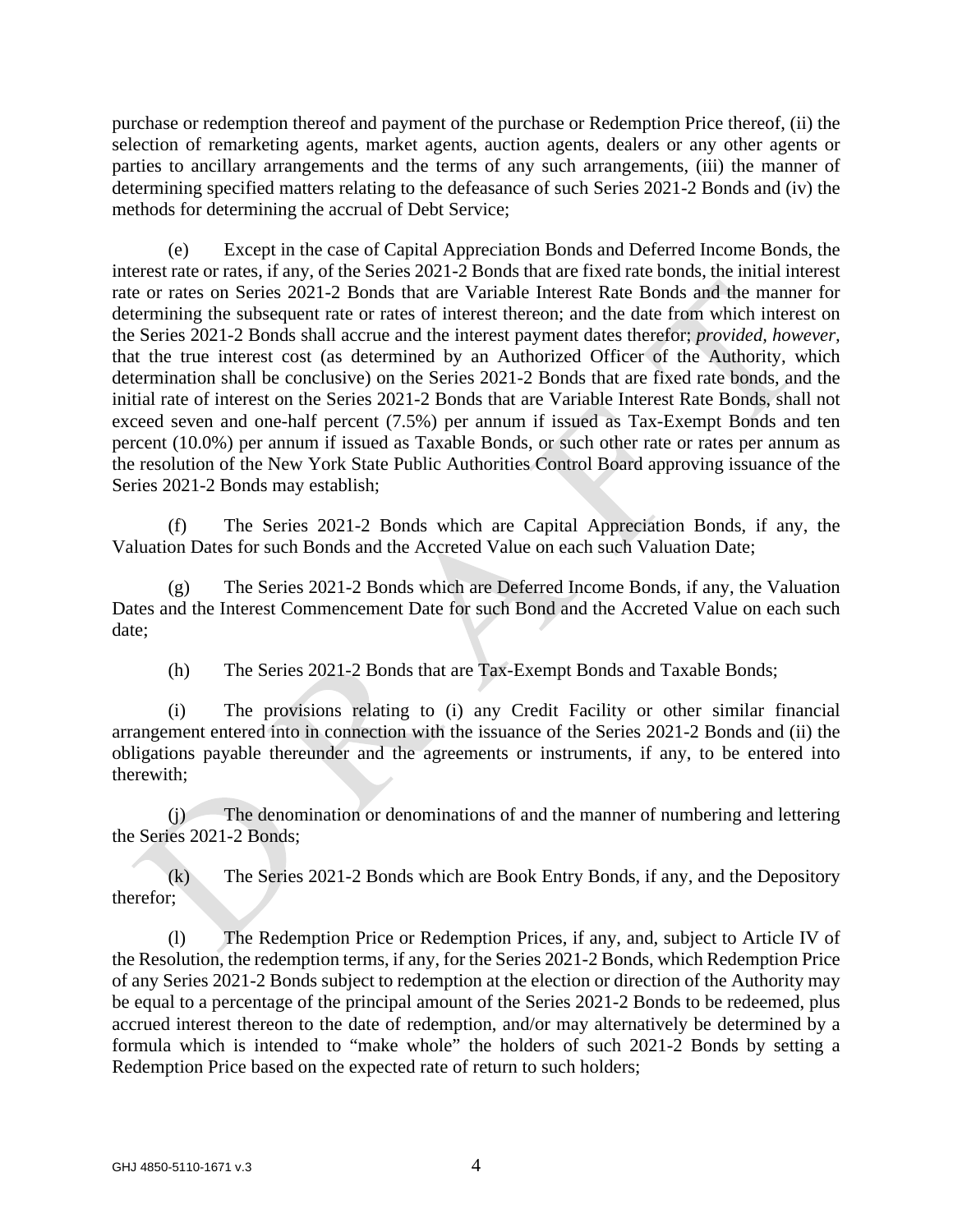purchase or redemption thereof and payment of the purchase or Redemption Price thereof, (ii) the selection of remarketing agents, market agents, auction agents, dealers or any other agents or parties to ancillary arrangements and the terms of any such arrangements, (iii) the manner of determining specified matters relating to the defeasance of such Series 2021-2 Bonds and (iv) the methods for determining the accrual of Debt Service;

(e) Except in the case of Capital Appreciation Bonds and Deferred Income Bonds, the interest rate or rates, if any, of the Series 2021-2 Bonds that are fixed rate bonds, the initial interest rate or rates on Series 2021-2 Bonds that are Variable Interest Rate Bonds and the manner for determining the subsequent rate or rates of interest thereon; and the date from which interest on the Series 2021-2 Bonds shall accrue and the interest payment dates therefor; *provided, however,* that the true interest cost (as determined by an Authorized Officer of the Authority, which determination shall be conclusive) on the Series 2021-2 Bonds that are fixed rate bonds, and the initial rate of interest on the Series 2021-2 Bonds that are Variable Interest Rate Bonds, shall not exceed seven and one-half percent (7.5%) per annum if issued as Tax-Exempt Bonds and ten percent (10.0%) per annum if issued as Taxable Bonds, or such other rate or rates per annum as the resolution of the New York State Public Authorities Control Board approving issuance of the Series 2021-2 Bonds may establish;

(f) The Series 2021-2 Bonds which are Capital Appreciation Bonds, if any, the Valuation Dates for such Bonds and the Accreted Value on each such Valuation Date;

(g) The Series 2021-2 Bonds which are Deferred Income Bonds, if any, the Valuation Dates and the Interest Commencement Date for such Bond and the Accreted Value on each such date;

(h) The Series 2021-2 Bonds that are Tax-Exempt Bonds and Taxable Bonds;

(i) The provisions relating to (i) any Credit Facility or other similar financial arrangement entered into in connection with the issuance of the Series 2021-2 Bonds and (ii) the obligations payable thereunder and the agreements or instruments, if any, to be entered into therewith;

(j) The denomination or denominations of and the manner of numbering and lettering the Series 2021-2 Bonds;

(k) The Series 2021-2 Bonds which are Book Entry Bonds, if any, and the Depository therefor;

(l) The Redemption Price or Redemption Prices, if any, and, subject to Article IV of the Resolution, the redemption terms, if any, for the Series 2021-2 Bonds, which Redemption Price of any Series 2021-2 Bonds subject to redemption at the election or direction of the Authority may be equal to a percentage of the principal amount of the Series 2021-2 Bonds to be redeemed, plus accrued interest thereon to the date of redemption, and/or may alternatively be determined by a formula which is intended to "make whole" the holders of such 2021-2 Bonds by setting a Redemption Price based on the expected rate of return to such holders;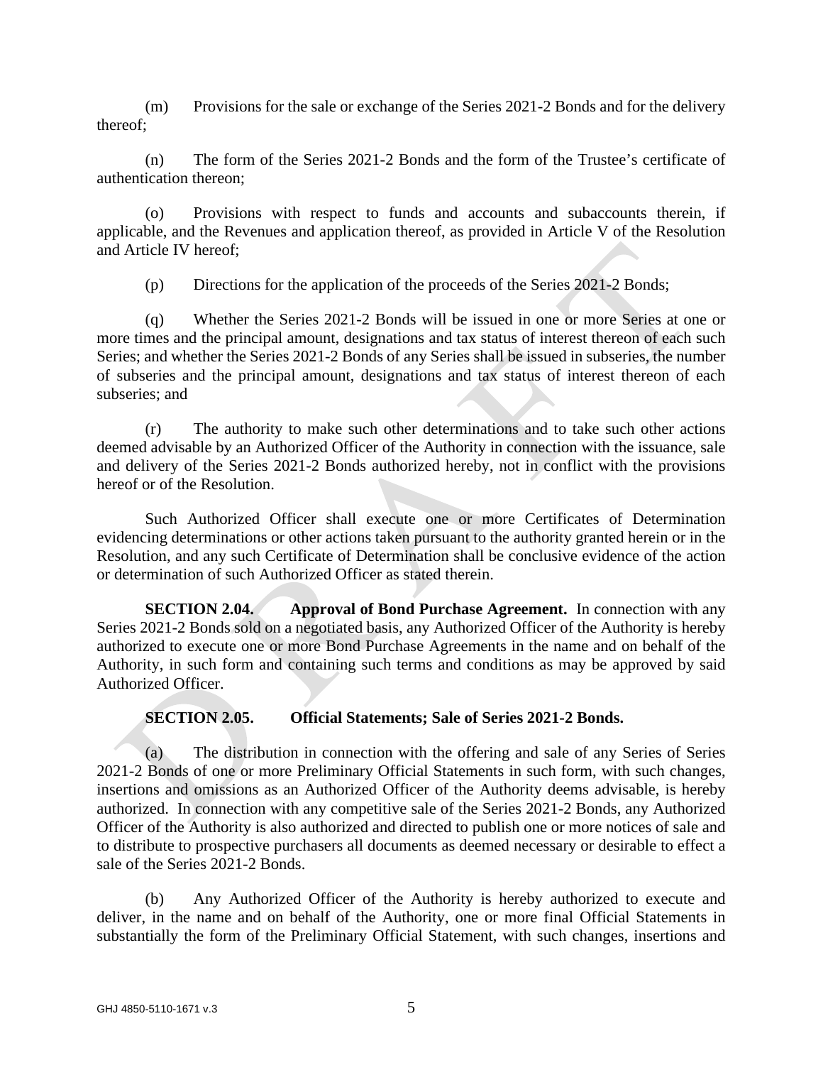(m) Provisions for the sale or exchange of the Series 2021-2 Bonds and for the delivery thereof;

(n) The form of the Series 2021-2 Bonds and the form of the Trustee's certificate of authentication thereon;

(o) Provisions with respect to funds and accounts and subaccounts therein, if applicable, and the Revenues and application thereof, as provided in Article V of the Resolution and Article IV hereof;

(p) Directions for the application of the proceeds of the Series 2021-2 Bonds;

(q) Whether the Series 2021-2 Bonds will be issued in one or more Series at one or more times and the principal amount, designations and tax status of interest thereon of each such Series; and whether the Series 2021-2 Bonds of any Series shall be issued in subseries, the number of subseries and the principal amount, designations and tax status of interest thereon of each subseries; and

(r) The authority to make such other determinations and to take such other actions deemed advisable by an Authorized Officer of the Authority in connection with the issuance, sale and delivery of the Series 2021-2 Bonds authorized hereby, not in conflict with the provisions hereof or of the Resolution.

Such Authorized Officer shall execute one or more Certificates of Determination evidencing determinations or other actions taken pursuant to the authority granted herein or in the Resolution, and any such Certificate of Determination shall be conclusive evidence of the action or determination of such Authorized Officer as stated therein.

**SECTION 2.04. Approval of Bond Purchase Agreement.** In connection with any Series 2021-2 Bonds sold on a negotiated basis, any Authorized Officer of the Authority is hereby authorized to execute one or more Bond Purchase Agreements in the name and on behalf of the Authority, in such form and containing such terms and conditions as may be approved by said Authorized Officer.

**SECTION 2.05. Official Statements; Sale of Series 2021-2 Bonds.**

(a) The distribution in connection with the offering and sale of any Series of Series 2021-2 Bonds of one or more Preliminary Official Statements in such form, with such changes, insertions and omissions as an Authorized Officer of the Authority deems advisable, is hereby authorized. In connection with any competitive sale of the Series 2021-2 Bonds, any Authorized Officer of the Authority is also authorized and directed to publish one or more notices of sale and to distribute to prospective purchasers all documents as deemed necessary or desirable to effect a sale of the Series 2021-2 Bonds.

(b) Any Authorized Officer of the Authority is hereby authorized to execute and deliver, in the name and on behalf of the Authority, one or more final Official Statements in substantially the form of the Preliminary Official Statement, with such changes, insertions and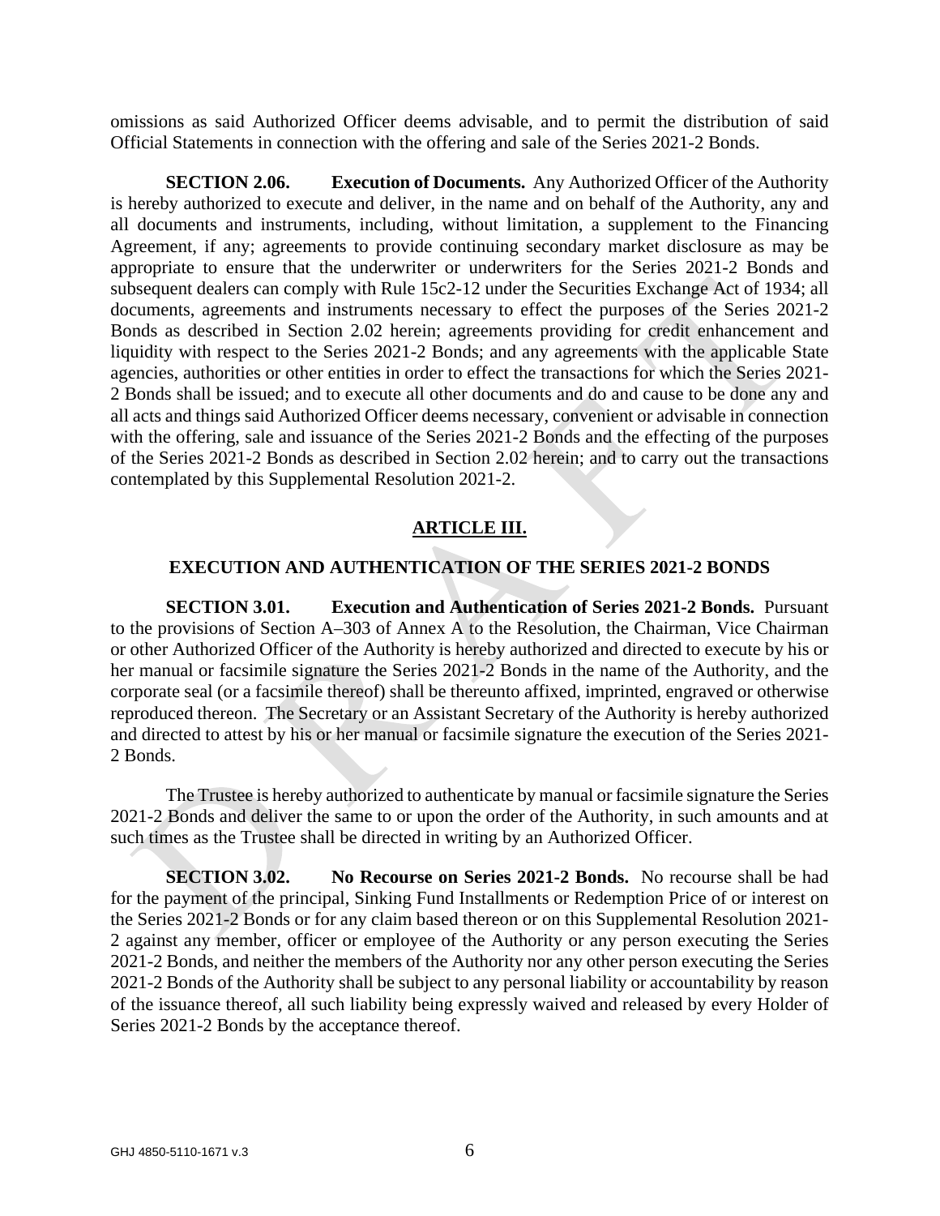omissions as said Authorized Officer deems advisable, and to permit the distribution of said Official Statements in connection with the offering and sale of the Series 2021-2 Bonds.

**SECTION 2.06. Execution of Documents.** Any Authorized Officer of the Authority is hereby authorized to execute and deliver, in the name and on behalf of the Authority, any and all documents and instruments, including, without limitation, a supplement to the Financing Agreement, if any; agreements to provide continuing secondary market disclosure as may be appropriate to ensure that the underwriter or underwriters for the Series 2021-2 Bonds and subsequent dealers can comply with Rule 15c2-12 under the Securities Exchange Act of 1934; all documents, agreements and instruments necessary to effect the purposes of the Series 2021-2 Bonds as described in Section 2.02 herein; agreements providing for credit enhancement and liquidity with respect to the Series 2021-2 Bonds; and any agreements with the applicable State agencies, authorities or other entities in order to effect the transactions for which the Series 2021-2 Bonds shall be issued; and to execute all other documents and do and cause to be done any and all acts and things said Authorized Officer deems necessary, convenient or advisable in connection with the offering, sale and issuance of the Series 2021-2 Bonds and the effecting of the purposes of the Series 2021-2 Bonds as described in Section 2.02 herein; and to carry out the transactions contemplated by this Supplemental Resolution 2021-2.

## ARTICLE III.

## EXECUTION AND AUTHENTICATION OF THE SERIES 2021-2 BONDS

**SECTION 3.01. Execution and Authentication of Series 2021-2 Bonds.** Pursuant to the provisions of Section A–303 of Annex A to the Resolution, the Chairman, Vice Chairman or other Authorized Officer of the Authority is hereby authorized and directed to execute by his or her manual or facsimile signature the Series 2021-2 Bonds in the name of the Authority, and the corporate seal (or a facsimile thereof) shall be thereunto affixed, imprinted, engraved or otherwise reproduced thereon. The Secretary or an Assistant Secretary of the Authority is hereby authorized and directed to attest by his or her manual or facsimile signature the execution of the Series 2021-2 Bonds.

The Trustee is hereby authorized to authenticate by manual or facsimile signature the Series 2021-2 Bonds and deliver the same to or upon the order of the Authority, in such amounts and at such times as the Trustee shall be directed in writing by an Authorized Officer.

**SECTION 3.02. No Recourse on Series 2021-2 Bonds.** No recourse shall be had for the payment of the principal, Sinking Fund Installments or Redemption Price of or interest on the Series 2021-2 Bonds or for any claim based thereon or on this Supplemental Resolution 2021-2 against any member, officer or employee of the Authority or any person executing the Series 2021-2 Bonds, and neither the members of the Authority nor any other person executing the Series 2021-2 Bonds of the Authority shall be subject to any personal liability or accountability by reason of the issuance thereof, all such liability being expressly waived and released by every Holder of Series 2021-2 Bonds by the acceptance thereof.

GHJ 4850-5110-1671 v.3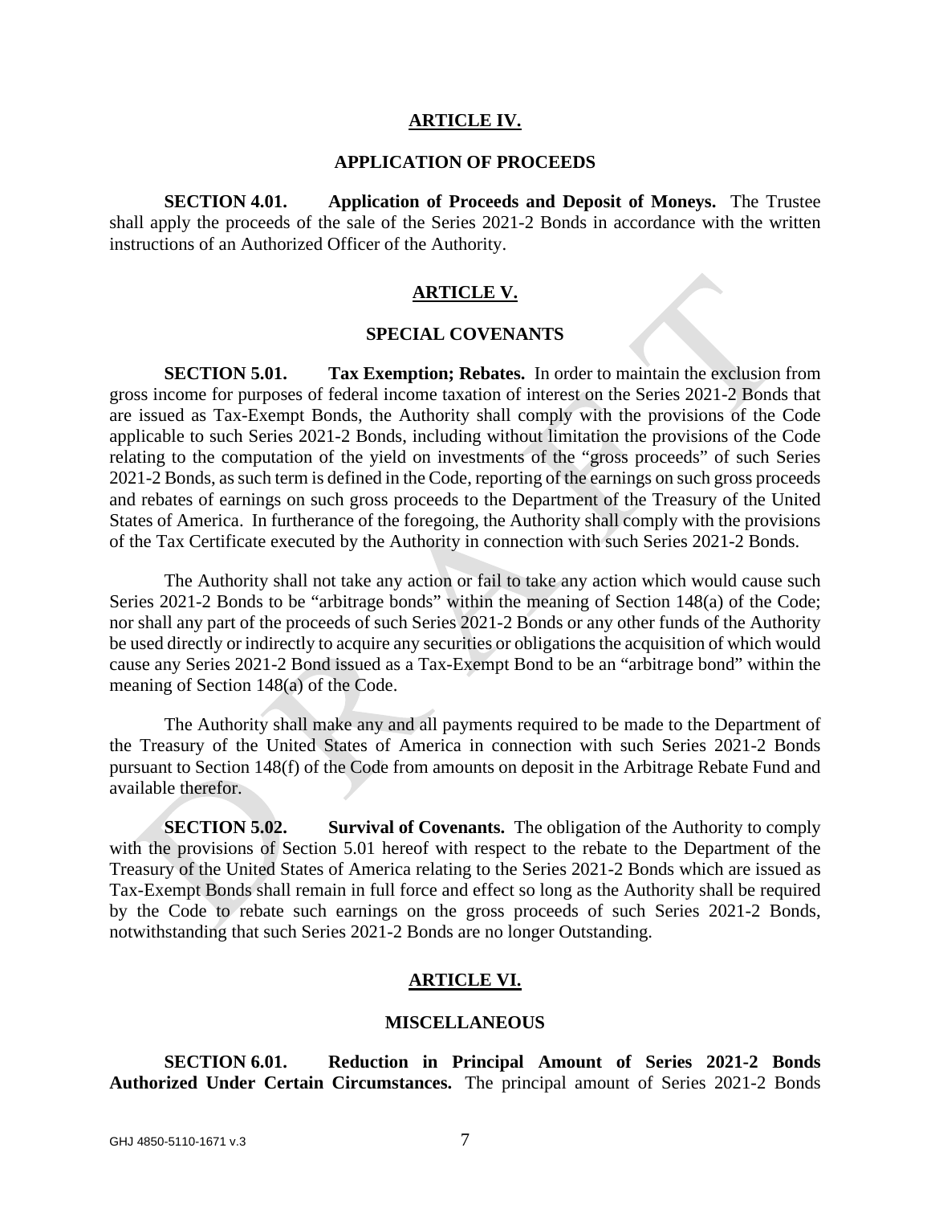## ARTICLE IV.

## APPLICATION OF PROCEEDS

**SECTION 4.01. Application of Proceeds and Deposit of Moneys.** The Trustee shall apply the proceeds of the sale of the Series 2021-2 Bonds in accordance with the written instructions of an Authorized Officer of the Authority.

## ARTICLE V.

## SPECIAL COVENANTS

**SECTION 5.01. Tax Exemption; Rebates.** In order to maintain the exclusion from gross income for purposes of federal income taxation of interest on the Series 2021-2 Bonds that are issued as Tax-Exempt Bonds, the Authority shall comply with the provisions of the Code applicable to such Series 2021-2 Bonds, including without limitation the provisions of the Code relating to the computation of the yield on investments of the "gross proceeds" of such Series 2021-2 Bonds, as such term is defined in the Code, reporting of the earnings on such gross proceeds and rebates of earnings on such gross proceeds to the Department of the Treasury of the United States of America. In furtherance of the foregoing, the Authority shall comply with the provisions of the Tax Certificate executed by the Authority in connection with such Series 2021-2 Bonds.

The Authority shall not take any action or fail to take any action which would cause such Series 2021-2 Bonds to be "arbitrage bonds" within the meaning of Section 148(a) of the Code; nor shall any part of the proceeds of such Series 2021-2 Bonds or any other funds of the Authority be used directly or indirectly to acquire any securities or obligations the acquisition of which would cause any Series 2021-2 Bond issued as a Tax-Exempt Bond to be an "arbitrage bond" within the meaning of Section 148(a) of the Code.

The Authority shall make any and all payments required to be made to the Department of the Treasury of the United States of America in connection with such Series 2021-2 Bonds pursuant to Section 148(f) of the Code from amounts on deposit in the Arbitrage Rebate Fund and available therefor.

**SECTION 5.02. Survival of Covenants.** The obligation of the Authority to comply with the provisions of Section 5.01 hereof with respect to the rebate to the Department of the Treasury of the United States of America relating to the Series 2021-2 Bonds which are issued as Tax-Exempt Bonds shall remain in full force and effect so long as the Authority shall be required by the Code to rebate such earnings on the gross proceeds of such Series 2021-2 Bonds, notwithstanding that such Series 2021-2 Bonds are no longer Outstanding.

## ARTICLE VI.

## MISCELLANEOUS

**SECTION 6.01. Reduction in Principal Amount of Series 2021-2 Bonds Authorized Under Certain Circumstances.** The principal amount of Series 2021-2 Bonds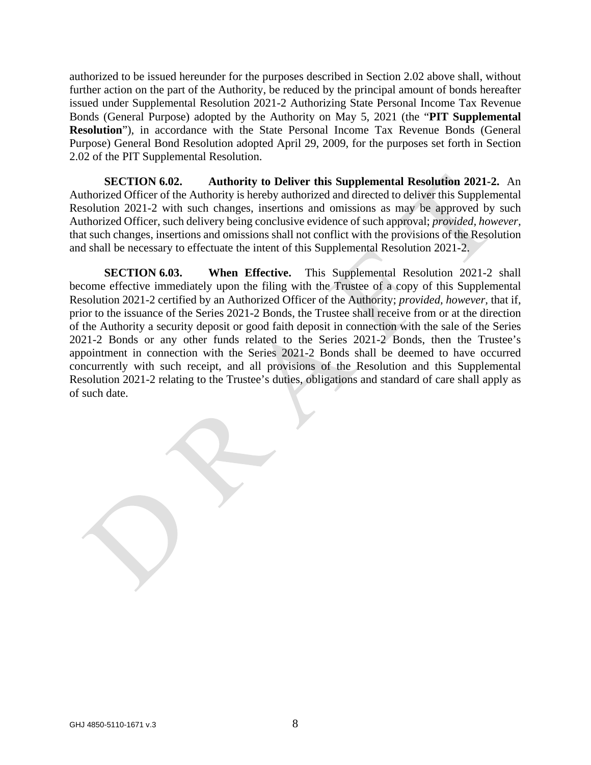authorized to be issued hereunder for the purposes described in Section 2.02 above shall, without further action on the part of the Authority, be reduced by the principal amount of bonds hereafter issued under Supplemental Resolution 2021-2 Authorizing State Personal Income Tax Revenue Bonds (General Purpose) adopted by the Authority on May 5, 2021 (the "**PIT Supplemental Resolution**"), in accordance with the State Personal Income Tax Revenue Bonds (General Purpose) General Bond Resolution adopted April 29, 2009, for the purposes set forth in Section 2.02 of the PIT Supplemental Resolution.

**SECTION 6.02. Authority to Deliver this Supplemental Resolution 2021-2.** An Authorized Officer of the Authority is hereby authorized and directed to deliver this Supplemental Resolution 2021-2 with such changes, insertions and omissions as may be approved by such Authorized Officer, such delivery being conclusive evidence of such approval; *provided, however*, that such changes, insertions and omissions shall not conflict with the provisions of the Resolution and shall be necessary to effectuate the intent of this Supplemental Resolution 2021-2.

**SECTION 6.03. When Effective.** This Supplemental Resolution 2021-2 shall become effective immediately upon the filing with the Trustee of a copy of this Supplemental Resolution 2021-2 certified by an Authorized Officer of the Authority; *provided, however,* that if, prior to the issuance of the Series 2021-2 Bonds, the Trustee shall receive from or at the direction of the Authority a security deposit or good faith deposit in connection with the sale of the Series 2021-2 Bonds or any other funds related to the Series 2021-2 Bonds, then the Trustee's appointment in connection with the Series 2021-2 Bonds shall be deemed to have occurred concurrently with such receipt, and all provisions of the Resolution and this Supplemental Resolution 2021-2 relating to the Trustee's duties, obligations and standard of care shall apply as of such date.